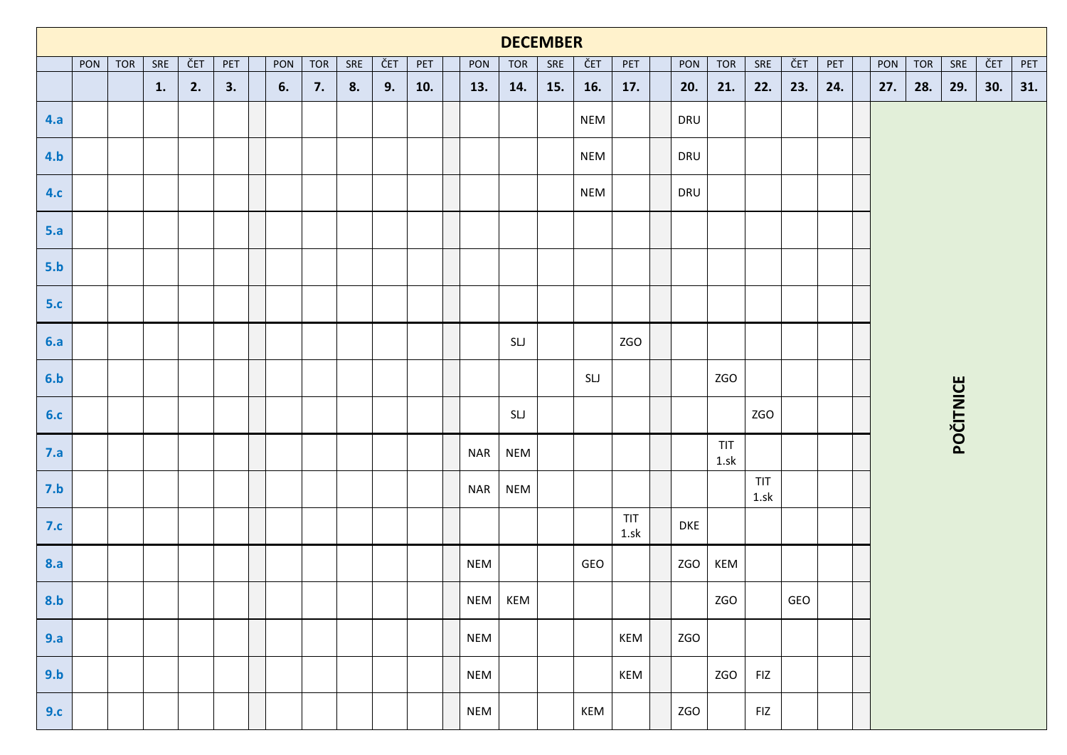# DECEMBER

| | PON | TOR | SRE | ČET | PET | PON | TOR | SRE | ČET | PET | PON | TOR | SRE | ČET | PET | PON | TOR | SRE | ČET | PET | PON | TOR | SRE | ČET | PET |
|---|---|---|---|---|---|---|---|---|---|---|---|---|---|---|---|---|---|---|---|---|---|---|---|---|---|
| | | | **1.** | **2.** | **3.** | **6.** | **7.** | **8.** | **9.** | **10.** | **13.** | **14.** | **15.** | **16.** | **17.** | **20.** | **21.** | **22.** | **23.** | **24.** | **27.** | **28.** | **29.** | **30.** | **31.** |
| **4.a** | | | | | | | | | | | | | | NEM | | DRU | | | | | **POČITNICE** | | | | |
| **4.b** | | | | | | | | | | | | | | NEM | | DRU | | | | | | | | | |
| **4.c** | | | | | | | | | | | | | | NEM | | DRU | | | | | | | | | |
| **5.a** | | | | | | | | | | | | | | | | | | | | | | | | | |
| **5.b** | | | | | | | | | | | | | | | | | | | | | | | | | |
| **5.c** | | | | | | | | | | | | | | | | | | | | | | | | | |
| **6.a** | | | | | | | | | | | | SLJ | | | ZGO | | | | | | | | | | |
| **6.b** | | | | | | | | | | | | | | SLJ | | | ZGO | | | | | | | | |
| **6.c** | | | | | | | | | | | | SLJ | | | | | | ZGO | | | | | | | |
| **7.a** | | | | | | | | | | | NAR | NEM | | | | | TIT 1.sk | | | | | | | | |
| **7.b** | | | | | | | | | | | NAR | NEM | | | | | | TIT 1.sk | | | | | | | |
| **7.c** | | | | | | | | | | | | | | | TIT 1.sk | DKE | | | | | | | | | |
| **8.a** | | | | | | | | | | | NEM | | | GEO | | ZGO | KEM | | | | | | | | |
| **8.b** | | | | | | | | | | | NEM | KEM | | | | | ZGO | | GEO | | | | | | |
| **9.a** | | | | | | | | | | | NEM | | | | KEM | ZGO | | | | | | | | | |
| **9.b** | | | | | | | | | | | NEM | | | | KEM | | ZGO | FIZ | | | | | | | |
| **9.c** | | | | | | | | | | | NEM | | | KEM | | ZGO | | FIZ | | | | | | | |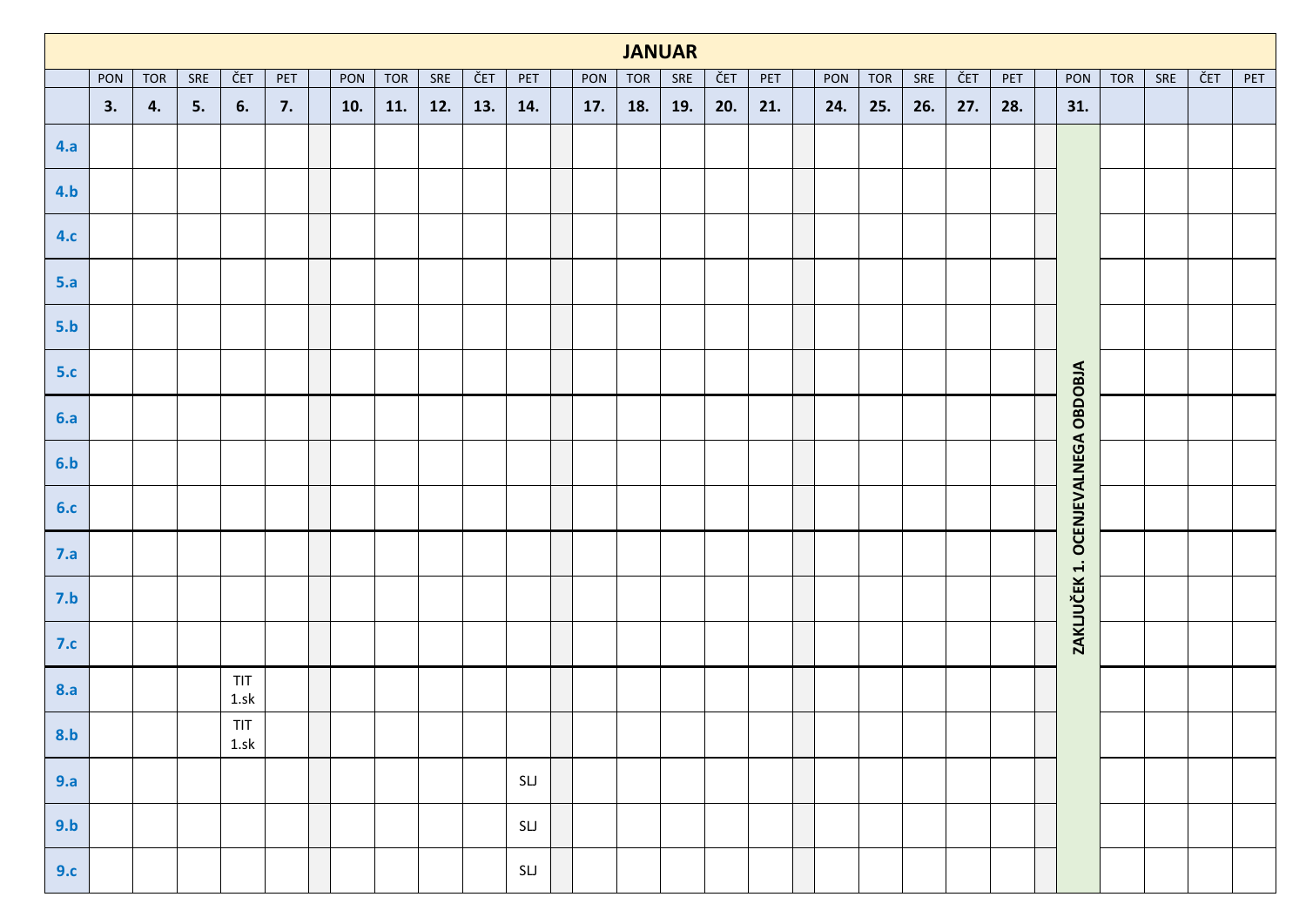# JANUAR

| | PON | TOR | SRE | ČET | PET | | PON | TOR | SRE | ČET | PET | | PON | TOR | SRE | ČET | PET | | PON | TOR | SRE | ČET | PET | | PON | TOR | SRE | ČET | PET |
|---|---|---|---|---|---|---|---|---|---|---|---|---|---|---|---|---|---|---|---|---|---|---|---|---|---|---|---|---|---|
| | **3.** | **4.** | **5.** | **6.** | **7.** | | **10.** | **11.** | **12.** | **13.** | **14.** | | **17.** | **18.** | **19.** | **20.** | **21.** | | **24.** | **25.** | **26.** | **27.** | **28.** | | **31.** | | | | |
| **4.a** | | | | | | | | | | | | | | | | | | | | | | | | | **ZAKLJUČEK 1. OCENJEVALNEGA OBDOBJA** | | | | |
| **4.b** | | | | | | | | | | | | | | | | | | | | | | | | | | | | | |
| **4.c** | | | | | | | | | | | | | | | | | | | | | | | | | | | | | |
| **5.a** | | | | | | | | | | | | | | | | | | | | | | | | | | | | | |
| **5.b** | | | | | | | | | | | | | | | | | | | | | | | | | | | | | |
| **5.c** | | | | | | | | | | | | | | | | | | | | | | | | | | | | | |
| **6.a** | | | | | | | | | | | | | | | | | | | | | | | | | | | | | |
| **6.b** | | | | | | | | | | | | | | | | | | | | | | | | | | | | | |
| **6.c** | | | | | | | | | | | | | | | | | | | | | | | | | | | | | |
| **7.a** | | | | | | | | | | | | | | | | | | | | | | | | | | | | | |
| **7.b** | | | | | | | | | | | | | | | | | | | | | | | | | | | | | |
| **7.c** | | | | | | | | | | | | | | | | | | | | | | | | | | | | | |
| **8.a** | | | | TIT 1.sk | | | | | | | | | | | | | | | | | | | | | | | | | |
| **8.b** | | | | TIT 1.sk | | | | | | | | | | | | | | | | | | | | | | | | | |
| **9.a** | | | | | | | | | | | SLJ | | | | | | | | | | | | | | | | | | |
| **9.b** | | | | | | | | | | | SLJ | | | | | | | | | | | | | | | | | | |
| **9.c** | | | | | | | | | | | SLJ | | | | | | | | | | | | | | | | | | |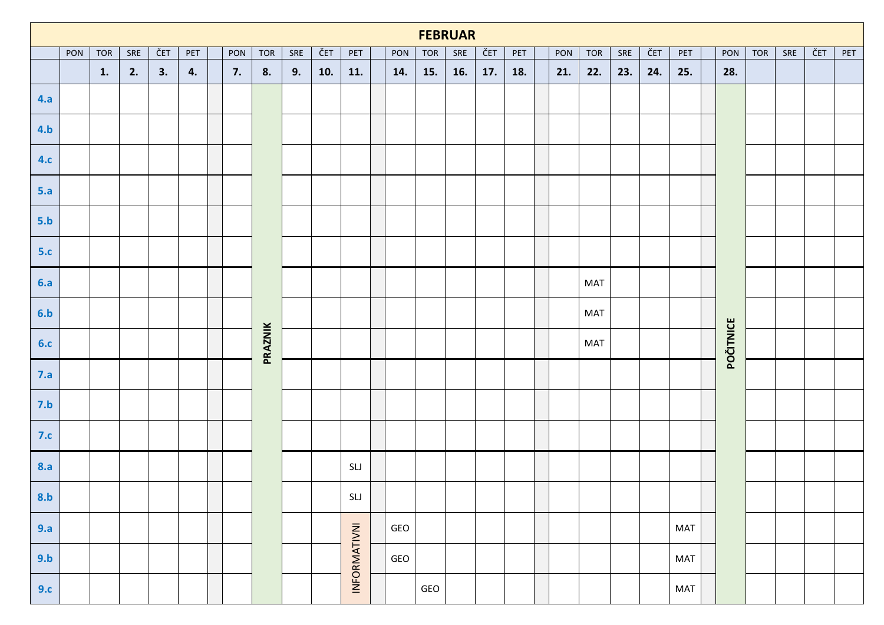# FEBRUAR

| | PON | TOR | SRE | ČET | PET | | PON | TOR | SRE | ČET | PET | | PON | TOR | SRE | ČET | PET | | PON | TOR | SRE | ČET | PET | | PON | TOR | SRE | ČET | PET |
|---|---|---|---|---|---|---|---|---|---|---|---|---|---|---|---|---|---|---|---|---|---|---|---|---|---|---|---|---|---|
| | | **1.** | **2.** | **3.** | **4.** | | **7.** | **8.** | **9.** | **10.** | **11.** | | **14.** | **15.** | **16.** | **17.** | **18.** | | **21.** | **22.** | **23.** | **24.** | **25.** | | **28.** | | | | |
| **4.a** | | | | | | | | PRAZNIK | | | | | | | | | | | | | | | | | POČITNICE | | | | |
| **4.b** | | | | | | | | | | | | | | | | | | | | | | | | | | | | | |
| **4.c** | | | | | | | | | | | | | | | | | | | | | | | | | | | | | |
| **5.a** | | | | | | | | | | | | | | | | | | | | | | | | | | | | | |
| **5.b** | | | | | | | | | | | | | | | | | | | | | | | | | | | | | |
| **5.c** | | | | | | | | | | | | | | | | | | | | | | | | | | | | | |
| **6.a** | | | | | | | | | | | | | | | | | | | | MAT | | | | | | | | | |
| **6.b** | | | | | | | | | | | | | | | | | | | | MAT | | | | | | | | | |
| **6.c** | | | | | | | | | | | | | | | | | | | | MAT | | | | | | | | | |
| **7.a** | | | | | | | | | | | | | | | | | | | | | | | | | | | | | |
| **7.b** | | | | | | | | | | | | | | | | | | | | | | | | | | | | | |
| **7.c** | | | | | | | | | | | | | | | | | | | | | | | | | | | | | |
| **8.a** | | | | | | | | | | | SLJ | | | | | | | | | | | | | | | | | | |
| **8.b** | | | | | | | | | | | SLJ | | | | | | | | | | | | | | | | | | |
| **9.a** | | | | | | | | | | | INFORMATIVNI | | GEO | | | | | | | | | | MAT | | | | | | |
| **9.b** | | | | | | | | | | | | | GEO | | | | | | | | | | MAT | | | | | | |
| **9.c** | | | | | | | | | | | | | | GEO | | | | | | | | | MAT | | | | | | |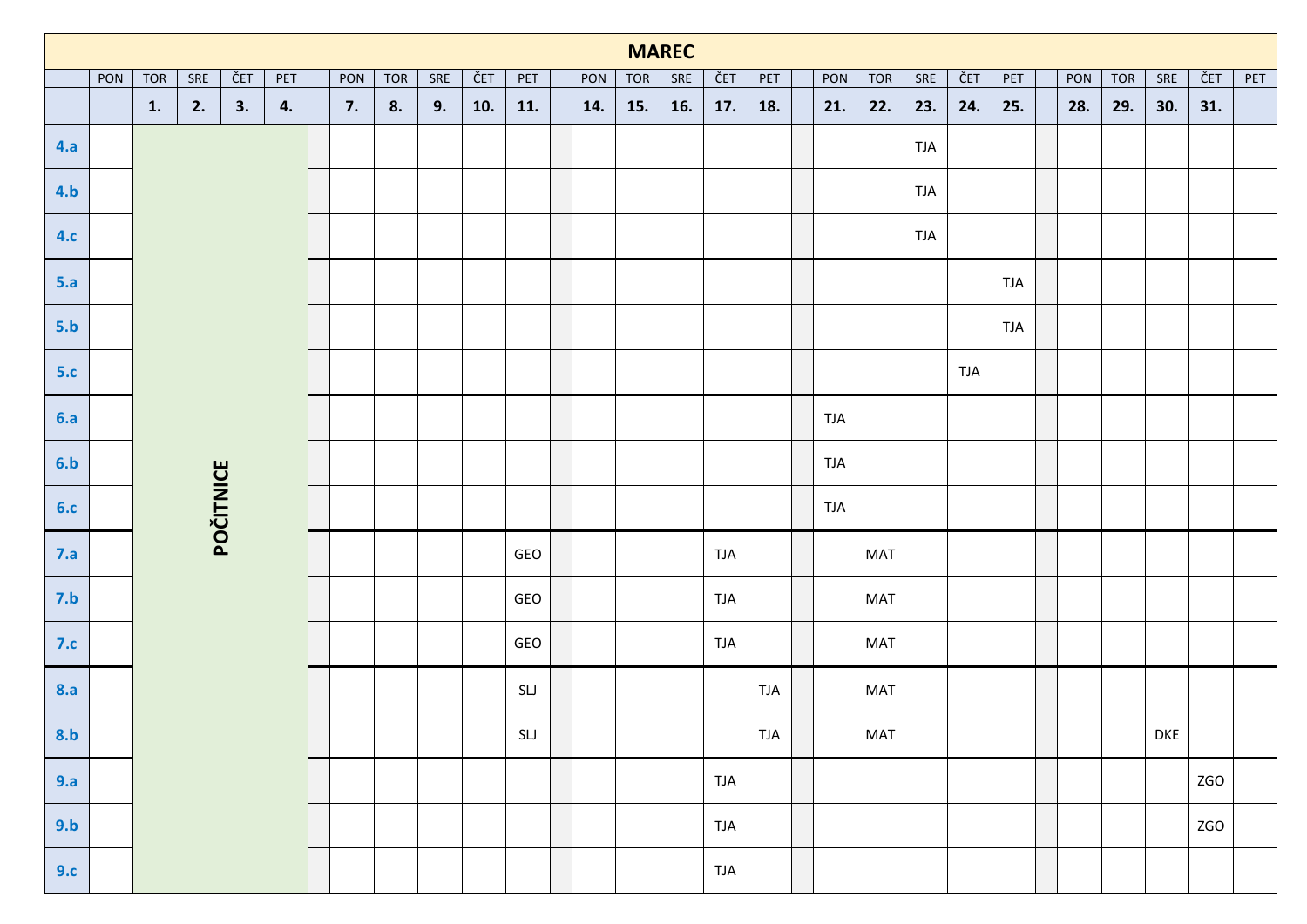# MAREC

| | PON | TOR | SRE | ČET | PET | PON | TOR | SRE | ČET | PET | PON | TOR | SRE | ČET | PET | PON | TOR | SRE | ČET | PET | PON | TOR | SRE | ČET | PET |
|---|---|---|---|---|---|---|---|---|---|---|---|---|---|---|---|---|---|---|---|---|---|---|---|---|---|
| | | 1. | 2. | 3. | 4. | 7. | 8. | 9. | 10. | 11. | 14. | 15. | 16. | 17. | 18. | 21. | 22. | 23. | 24. | 25. | 28. | 29. | 30. | 31. | |
| 4.a | | | | | | | | | | | | | | | | | | TJA | | | | | | | |
| 4.b | | | | | | | | | | | | | | | | | | TJA | | | | | | | |
| 4.c | | | | | | | | | | | | | | | | | | TJA | | | | | | | |
| 5.a | | | | | | | | | | | | | | | | | | | | TJA | | | | | |
| 5.b | | | | | | | | | | | | | | | | | | | | TJA | | | | | |
| 5.c | | | | | | | | | | | | | | | | | | | TJA | | | | | | |
| 6.a | | | | | | | | | | | | | | | | TJA | | | | | | | | | |
| 6.b | | POČITNICE | | | | | | | | | | | | | | TJA | | | | | | | | | |
| 6.c | | | | | | | | | | | | | | | | TJA | | | | | | | | | |
| 7.a | | | | | | | | | | GEO | | | | TJA | | | MAT | | | | | | | | |
| 7.b | | | | | | | | | | GEO | | | | TJA | | | MAT | | | | | | | | |
| 7.c | | | | | | | | | | GEO | | | | TJA | | | MAT | | | | | | | | |
| 8.a | | | | | | | | | | SLJ | | | | | TJA | | MAT | | | | | | | | |
| 8.b | | | | | | | | | | SLJ | | | | | TJA | | MAT | | | | | | DKE | | |
| 9.a | | | | | | | | | | | | | | TJA | | | | | | | | | | ZGO | |
| 9.b | | | | | | | | | | | | | | TJA | | | | | | | | | | ZGO | |
| 9.c | | | | | | | | | | | | | | TJA | | | | | | | | | | | |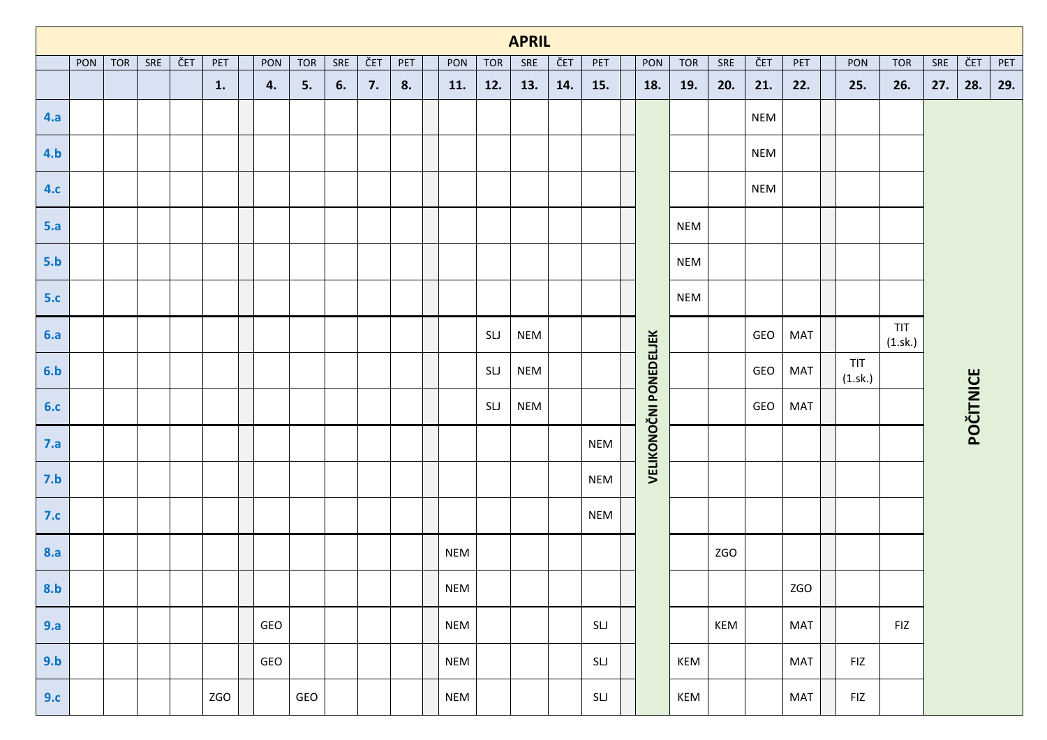# APRIL

| | PON | TOR | SRE | ČET | PET | PON | TOR | SRE | ČET | PET | PON | TOR | SRE | ČET | PET | PON | TOR | SRE | ČET | PET | PON | TOR | SRE | ČET | PET |
|---|---|---|---|---|---|---|---|---|---|---|---|---|---|---|---|---|---|---|---|---|---|---|---|---|---|
| | | | | | 1. | 4. | 5. | 6. | 7. | 8. | 11. | 12. | 13. | 14. | 15. | 18. | 19. | 20. | 21. | 22. | 25. | 26. | 27. | 28. | 29. |
| 4.a | | | | | | | | | | | | | | | | VELIKONOČNI PONEDELJEK | | | NEM | | | | POČITNICE | | |
| 4.b | | | | | | | | | | | | | | | | | | | NEM | | | | | | |
| 4.c | | | | | | | | | | | | | | | | | | | NEM | | | | | | |
| 5.a | | | | | | | | | | | | | | | | | NEM | | | | | | | | |
| 5.b | | | | | | | | | | | | | | | | | NEM | | | | | | | | |
| 5.c | | | | | | | | | | | | | | | | | NEM | | | | | | | | |
| 6.a | | | | | | | | | | | | SLJ | NEM | | | | | | GEO | MAT | | TIT (1.sk.) | | | |
| 6.b | | | | | | | | | | | | SLJ | NEM | | | | | | GEO | MAT | TIT (1.sk.) | | | | |
| 6.c | | | | | | | | | | | | SLJ | NEM | | | | | | GEO | MAT | | | | | |
| 7.a | | | | | | | | | | | | | | | NEM | | | | | | | | | | |
| 7.b | | | | | | | | | | | | | | | NEM | | | | | | | | | | |
| 7.c | | | | | | | | | | | | | | | NEM | | | | | | | | | | |
| 8.a | | | | | | | | | | | NEM | | | | | | | ZGO | | | | | | | |
| 8.b | | | | | | | | | | | NEM | | | | | | | | | ZGO | | | | | |
| 9.a | | | | | | GEO | | | | | NEM | | | | SLJ | | | KEM | | MAT | | FIZ | | | |
| 9.b | | | | | | GEO | | | | | NEM | | | | SLJ | | KEM | | | MAT | FIZ | | | | |
| 9.c | | | | | ZGO | | GEO | | | | NEM | | | | SLJ | | KEM | | | MAT | FIZ | | | | |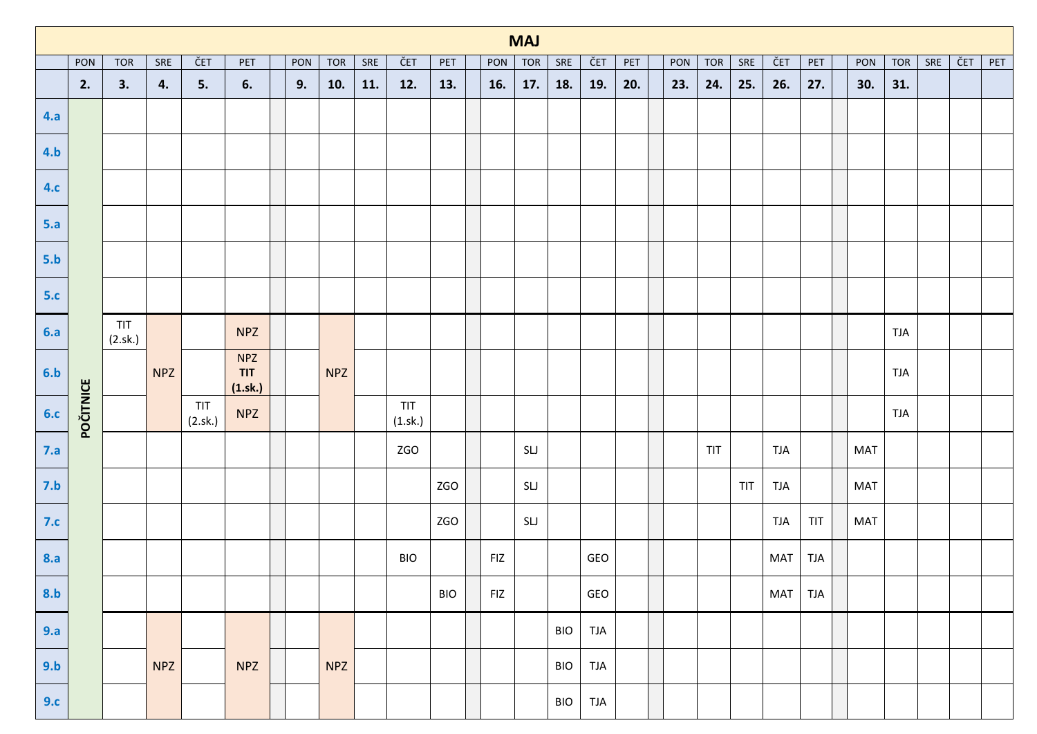# MAJ

| | PON | TOR | SRE | ČET | PET | PON | TOR | SRE | ČET | PET | PON | TOR | SRE | ČET | PET | PON | TOR | SRE | ČET | PET | PON | TOR | SRE | ČET | PET |
|---|---|---|---|---|---|---|---|---|---|---|---|---|---|---|---|---|---|---|---|---|---|---|---|---|---|
| | **2.** | **3.** | **4.** | **5.** | **6.** | **9.** | **10.** | **11.** | **12.** | **13.** | **16.** | **17.** | **18.** | **19.** | **20.** | **23.** | **24.** | **25.** | **26.** | **27.** | **30.** | **31.** | | | |
| **4.a** | **POČITNICE** | | | | | | | | | | | | | | | | | | | | | | | | |
| **4.b** | | | | | | | | | | | | | | | | | | | | | | | | | |
| **4.c** | | | | | | | | | | | | | | | | | | | | | | | | | |
| **5.a** | | | | | | | | | | | | | | | | | | | | | | | | | |
| **5.b** | | | | | | | | | | | | | | | | | | | | | | | | | |
| **5.c** | | | | | | | | | | | | | | | | | | | | | | | | | |
| **6.a** | | TIT (2.sk.) | | | NPZ | | | | | | | | | | | | | | | | | TJA | | | |
| **6.b** | | | NPZ | | NPZ **TIT (1.sk.)** | | NPZ | | | | | | | | | | | | | | | TJA | | | |
| **6.c** | | | | TIT (2.sk.) | NPZ | | | | TIT (1.sk.) | | | | | | | | | | | | | TJA | | | |
| **7.a** | | | | | | | | | ZGO | | | SLJ | | | | | TIT | | TJA | | MAT | | | | |
| **7.b** | | | | | | | | | | ZGO | | SLJ | | | | | | TIT | TJA | | MAT | | | | |
| **7.c** | | | | | | | | | | ZGO | | SLJ | | | | | | | TJA | TIT | MAT | | | | |
| **8.a** | | | | | | | | | BIO | | FIZ | | | GEO | | | | | MAT | TJA | | | | | |
| **8.b** | | | | | | | | | | BIO | FIZ | | | GEO | | | | | MAT | TJA | | | | | |
| **9.a** | | | | | | | | | | | | | BIO | TJA | | | | | | | | | | | |
| **9.b** | | | NPZ | | NPZ | | NPZ | | | | | | BIO | TJA | | | | | | | | | | | |
| **9.c** | | | | | | | | | | | | | BIO | TJA | | | | | | | | | | | |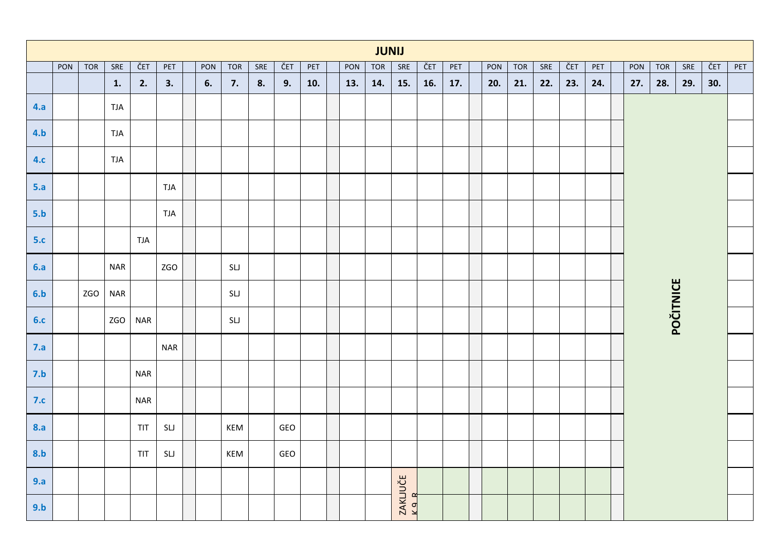| JUNIJ | | | | | | | | | | | | | | | | | | | | | | | | | |
|---|---|---|---|---|---|---|---|---|---|---|---|---|---|---|---|---|---|---|---|---|---|---|---|---|---|
| | PON | TOR | SRE | ČET | PET | PON | TOR | SRE | ČET | PET | PON | TOR | SRE | ČET | PET | PON | TOR | SRE | ČET | PET | PON | TOR | SRE | ČET | PET |
| | | | 1. | 2. | 3. | 6. | 7. | 8. | 9. | 10. | 13. | 14. | 15. | 16. | 17. | 20. | 21. | 22. | 23. | 24. | 27. | 28. | 29. | 30. | |
| 4.a | | | TJA | | | | | | | | | | | | | | | | | | POČITNICE | | | | |
| 4.b | | | TJA | | | | | | | | | | | | | | | | | | | | | | |
| 4.c | | | TJA | | | | | | | | | | | | | | | | | | | | | | |
| 5.a | | | | | TJA | | | | | | | | | | | | | | | | | | | | |
| 5.b | | | | | TJA | | | | | | | | | | | | | | | | | | | | |
| 5.c | | | | TJA | | | | | | | | | | | | | | | | | | | | | |
| 6.a | | | NAR | | ZGO | | SLJ | | | | | | | | | | | | | | | | | | |
| 6.b | | ZGO | NAR | | | | SLJ | | | | | | | | | | | | | | | | | | |
| 6.c | | | ZGO | NAR | | | SLJ | | | | | | | | | | | | | | | | | | |
| 7.a | | | | | NAR | | | | | | | | | | | | | | | | | | | | |
| 7.b | | | | NAR | | | | | | | | | | | | | | | | | | | | | |
| 7.c | | | | NAR | | | | | | | | | | | | | | | | | | | | | |
| 8.a | | | | TIT | SLJ | | KEM | | GEO | | | | | | | | | | | | | | | | |
| 8.b | | | | TIT | SLJ | | KEM | | GEO | | | | | | | | | | | | | | | | |
| 9.a | | | | | | | | | | | | | ZAKLJUČEK 9. R | | | | | | | | | | | | |
| 9.b | | | | | | | | | | | | | | | | | | | | | | | | | |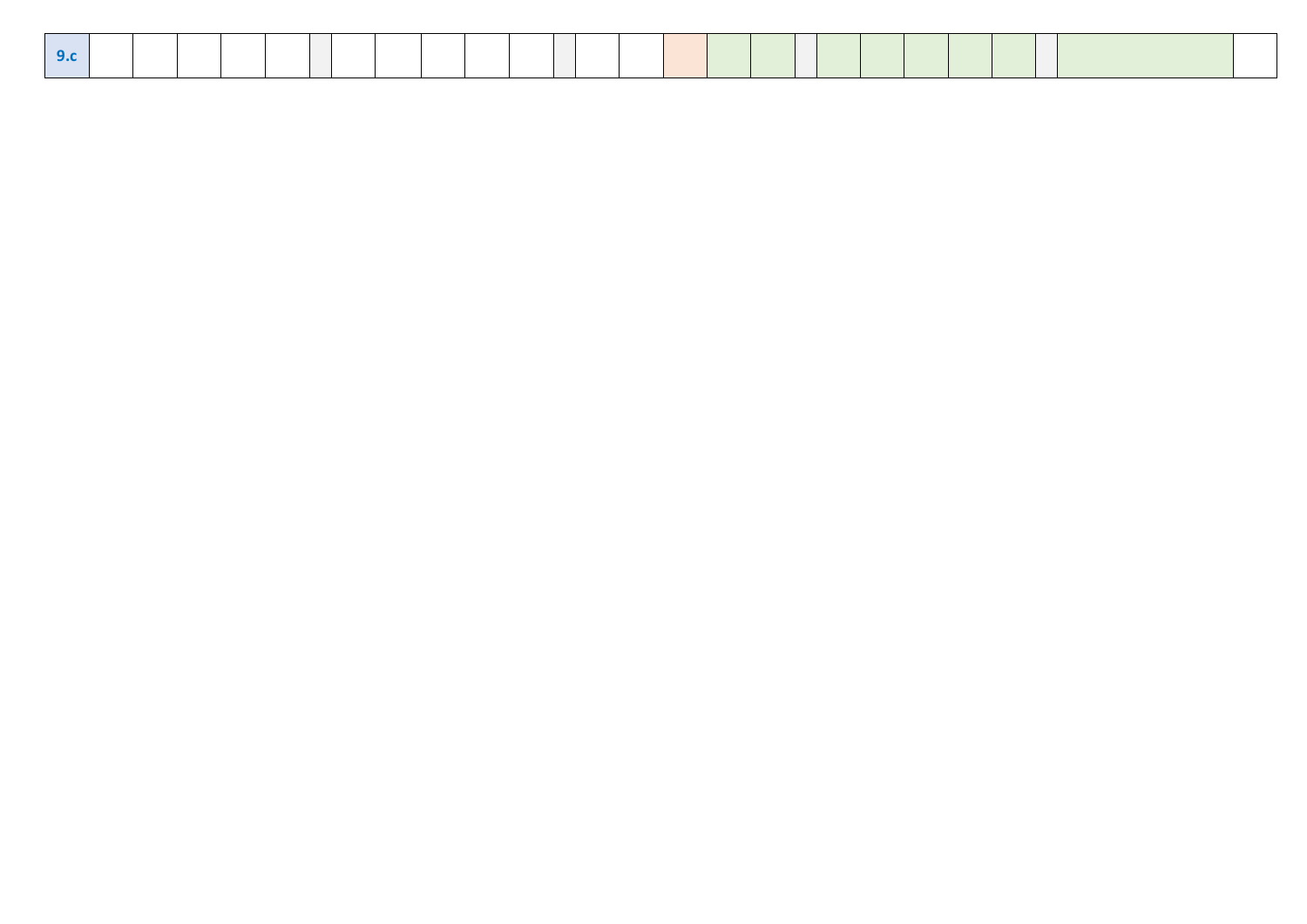| | | | | | | | | | | | | | | | | | | | | | | | | | |
|---|---|---|---|---|---|---|---|---|---|---|---|---|---|---|---|---|---|---|---|---|---|---|---|---|---|
| **9.c** | | | | | | | | | | | | | | | | | | | | | | | | | |